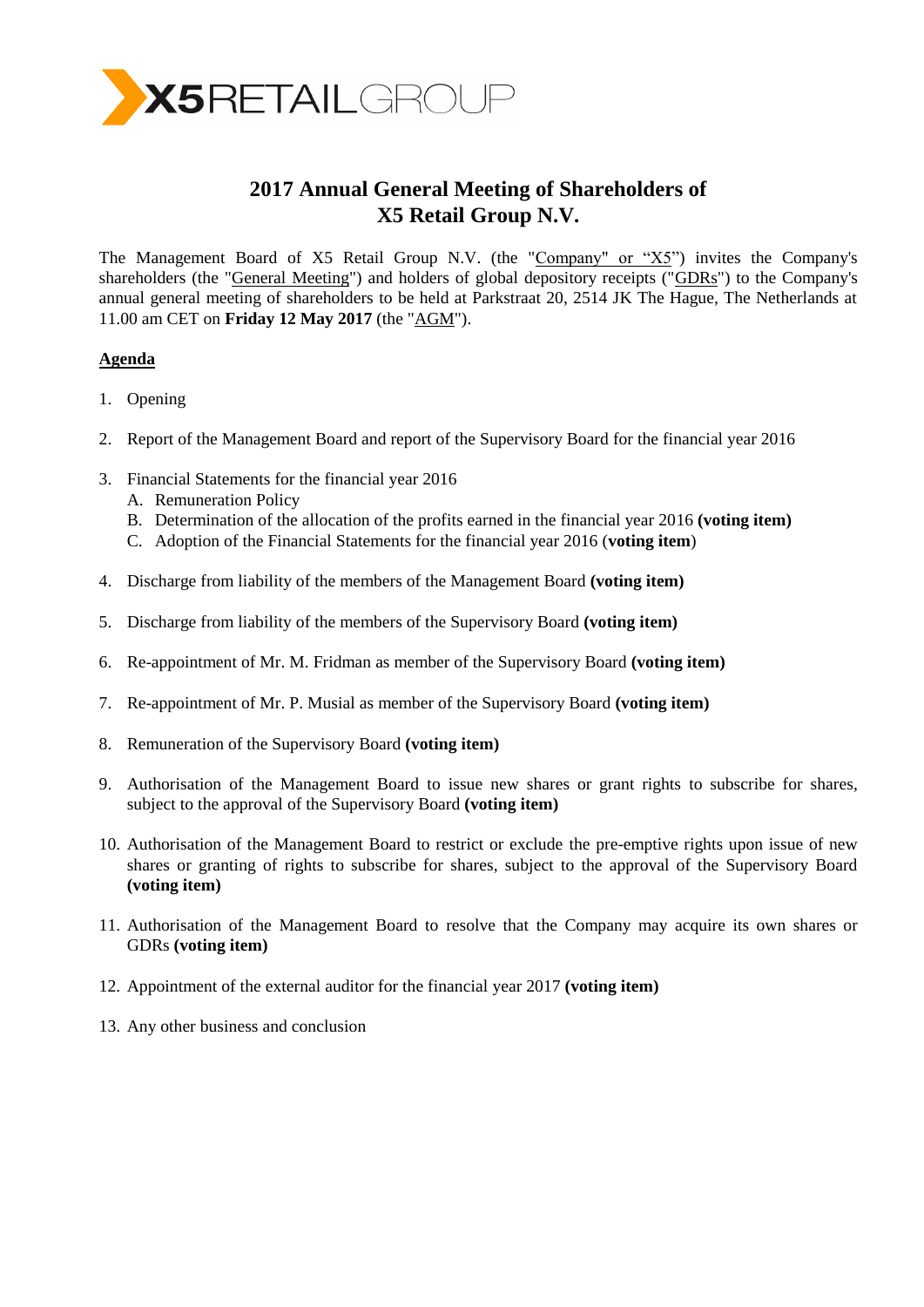X5 RETAIL GROUP

# 2017 Annual General Meeting of Shareholders of X5 Retail Group N.V.

The Management Board of X5 Retail Group N.V. (the "Company" or "X5") invites the Company's shareholders (the "General Meeting") and holders of global depository receipts ("GDRs") to the Company's annual general meeting of shareholders to be held at Parkstraat 20, 2514 JK The Hague, The Netherlands at 11.00 am CET on **Friday 12 May 2017** (the "AGM").

**Agenda**

1. Opening
2. Report of the Management Board and report of the Supervisory Board for the financial year 2016
3. Financial Statements for the financial year 2016
   A. Remuneration Policy
   B. Determination of the allocation of the profits earned in the financial year 2016 **(voting item)**
   C. Adoption of the Financial Statements for the financial year 2016 (**voting item**)
4. Discharge from liability of the members of the Management Board **(voting item)**
5. Discharge from liability of the members of the Supervisory Board **(voting item)**
6. Re-appointment of Mr. M. Fridman as member of the Supervisory Board **(voting item)**
7. Re-appointment of Mr. P. Musial as member of the Supervisory Board **(voting item)**
8. Remuneration of the Supervisory Board **(voting item)**
9. Authorisation of the Management Board to issue new shares or grant rights to subscribe for shares, subject to the approval of the Supervisory Board **(voting item)**
10. Authorisation of the Management Board to restrict or exclude the pre-emptive rights upon issue of new shares or granting of rights to subscribe for shares, subject to the approval of the Supervisory Board **(voting item)**
11. Authorisation of the Management Board to resolve that the Company may acquire its own shares or GDRs **(voting item)**
12. Appointment of the external auditor for the financial year 2017 **(voting item)**
13. Any other business and conclusion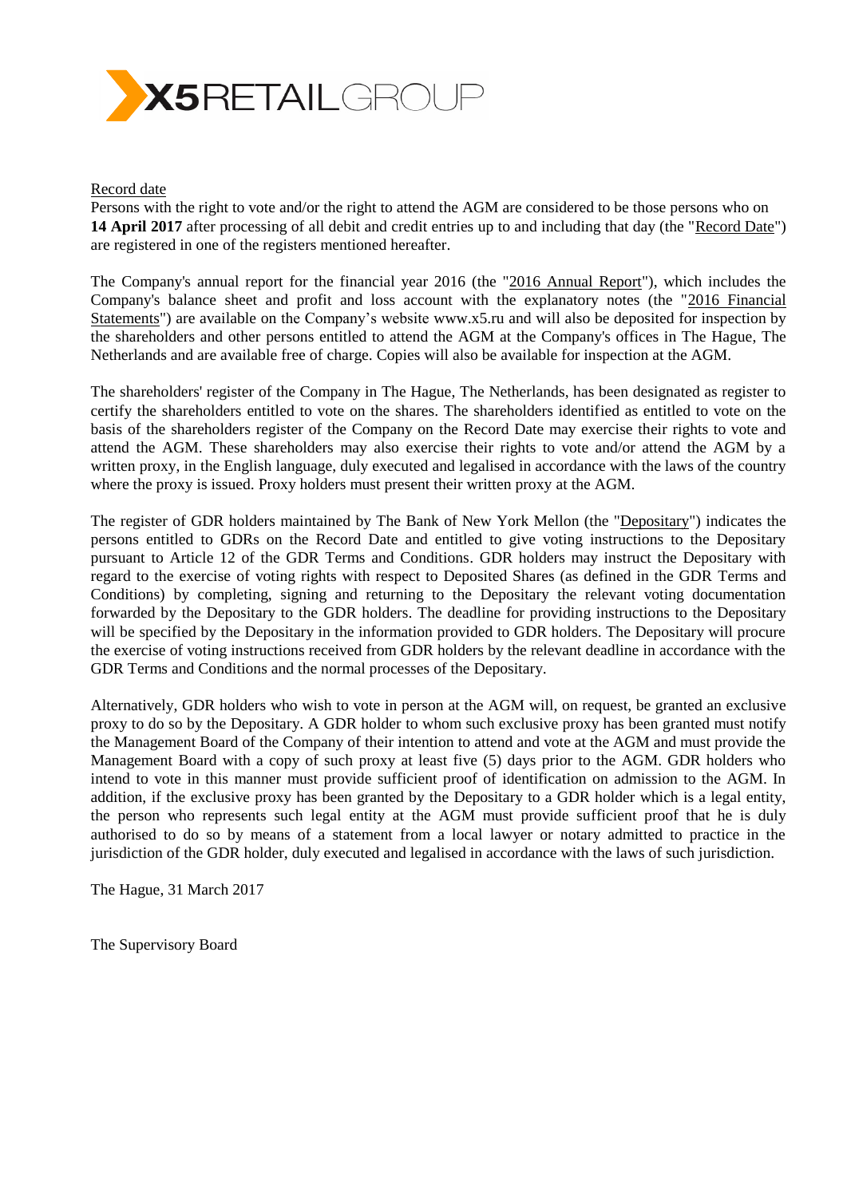Record date

Persons with the right to vote and/or the right to attend the AGM are considered to be those persons who on **14 April 2017** after processing of all debit and credit entries up to and including that day (the "Record Date") are registered in one of the registers mentioned hereafter.

The Company's annual report for the financial year 2016 (the "2016 Annual Report"), which includes the Company's balance sheet and profit and loss account with the explanatory notes (the "2016 Financial Statements") are available on the Company's website www.x5.ru and will also be deposited for inspection by the shareholders and other persons entitled to attend the AGM at the Company's offices in The Hague, The Netherlands and are available free of charge. Copies will also be available for inspection at the AGM.

The shareholders' register of the Company in The Hague, The Netherlands, has been designated as register to certify the shareholders entitled to vote on the shares. The shareholders identified as entitled to vote on the basis of the shareholders register of the Company on the Record Date may exercise their rights to vote and attend the AGM. These shareholders may also exercise their rights to vote and/or attend the AGM by a written proxy, in the English language, duly executed and legalised in accordance with the laws of the country where the proxy is issued. Proxy holders must present their written proxy at the AGM.

The register of GDR holders maintained by The Bank of New York Mellon (the "Depositary") indicates the persons entitled to GDRs on the Record Date and entitled to give voting instructions to the Depositary pursuant to Article 12 of the GDR Terms and Conditions. GDR holders may instruct the Depositary with regard to the exercise of voting rights with respect to Deposited Shares (as defined in the GDR Terms and Conditions) by completing, signing and returning to the Depositary the relevant voting documentation forwarded by the Depositary to the GDR holders. The deadline for providing instructions to the Depositary will be specified by the Depositary in the information provided to GDR holders. The Depositary will procure the exercise of voting instructions received from GDR holders by the relevant deadline in accordance with the GDR Terms and Conditions and the normal processes of the Depositary.

Alternatively, GDR holders who wish to vote in person at the AGM will, on request, be granted an exclusive proxy to do so by the Depositary. A GDR holder to whom such exclusive proxy has been granted must notify the Management Board of the Company of their intention to attend and vote at the AGM and must provide the Management Board with a copy of such proxy at least five (5) days prior to the AGM. GDR holders who intend to vote in this manner must provide sufficient proof of identification on admission to the AGM. In addition, if the exclusive proxy has been granted by the Depositary to a GDR holder which is a legal entity, the person who represents such legal entity at the AGM must provide sufficient proof that he is duly authorised to do so by means of a statement from a local lawyer or notary admitted to practice in the jurisdiction of the GDR holder, duly executed and legalised in accordance with the laws of such jurisdiction.

The Hague, 31 March 2017

The Supervisory Board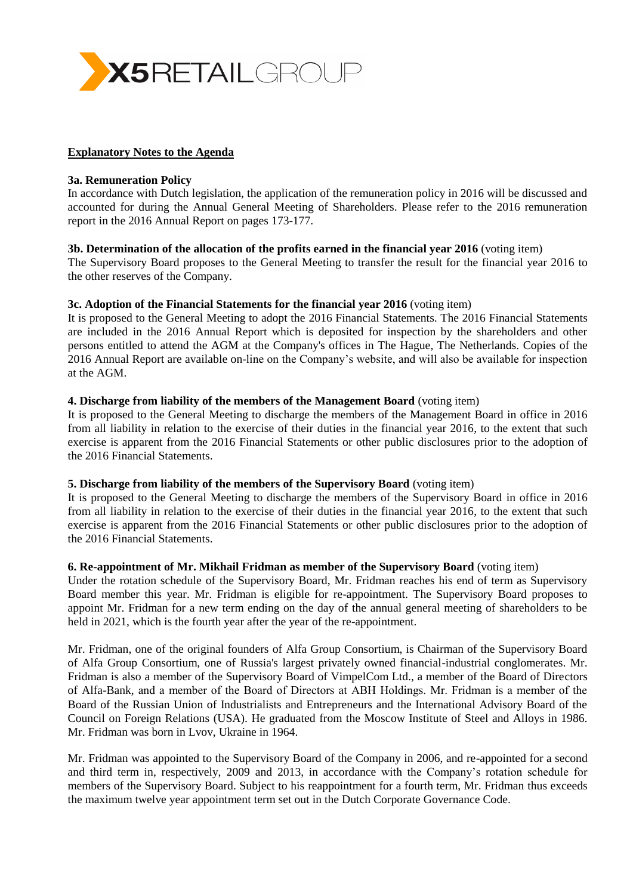**Explanatory Notes to the Agenda**

**3a. Remuneration Policy**

In accordance with Dutch legislation, the application of the remuneration policy in 2016 will be discussed and accounted for during the Annual General Meeting of Shareholders. Please refer to the 2016 remuneration report in the 2016 Annual Report on pages 173-177.

**3b. Determination of the allocation of the profits earned in the financial year 2016** (voting item)

The Supervisory Board proposes to the General Meeting to transfer the result for the financial year 2016 to the other reserves of the Company.

**3c. Adoption of the Financial Statements for the financial year 2016** (voting item)

It is proposed to the General Meeting to adopt the 2016 Financial Statements. The 2016 Financial Statements are included in the 2016 Annual Report which is deposited for inspection by the shareholders and other persons entitled to attend the AGM at the Company's offices in The Hague, The Netherlands. Copies of the 2016 Annual Report are available on-line on the Company's website, and will also be available for inspection at the AGM.

**4. Discharge from liability of the members of the Management Board** (voting item)

It is proposed to the General Meeting to discharge the members of the Management Board in office in 2016 from all liability in relation to the exercise of their duties in the financial year 2016, to the extent that such exercise is apparent from the 2016 Financial Statements or other public disclosures prior to the adoption of the 2016 Financial Statements.

**5. Discharge from liability of the members of the Supervisory Board** (voting item)

It is proposed to the General Meeting to discharge the members of the Supervisory Board in office in 2016 from all liability in relation to the exercise of their duties in the financial year 2016, to the extent that such exercise is apparent from the 2016 Financial Statements or other public disclosures prior to the adoption of the 2016 Financial Statements.

**6. Re-appointment of Mr. Mikhail Fridman as member of the Supervisory Board** (voting item)

Under the rotation schedule of the Supervisory Board, Mr. Fridman reaches his end of term as Supervisory Board member this year. Mr. Fridman is eligible for re-appointment. The Supervisory Board proposes to appoint Mr. Fridman for a new term ending on the day of the annual general meeting of shareholders to be held in 2021, which is the fourth year after the year of the re-appointment.

Mr. Fridman, one of the original founders of Alfa Group Consortium, is Chairman of the Supervisory Board of Alfa Group Consortium, one of Russia's largest privately owned financial-industrial conglomerates. Mr. Fridman is also a member of the Supervisory Board of VimpelCom Ltd., a member of the Board of Directors of Alfa-Bank, and a member of the Board of Directors at ABH Holdings. Mr. Fridman is a member of the Board of the Russian Union of Industrialists and Entrepreneurs and the International Advisory Board of the Council on Foreign Relations (USA). He graduated from the Moscow Institute of Steel and Alloys in 1986. Mr. Fridman was born in Lvov, Ukraine in 1964.

Mr. Fridman was appointed to the Supervisory Board of the Company in 2006, and re-appointed for a second and third term in, respectively, 2009 and 2013, in accordance with the Company's rotation schedule for members of the Supervisory Board. Subject to his reappointment for a fourth term, Mr. Fridman thus exceeds the maximum twelve year appointment term set out in the Dutch Corporate Governance Code.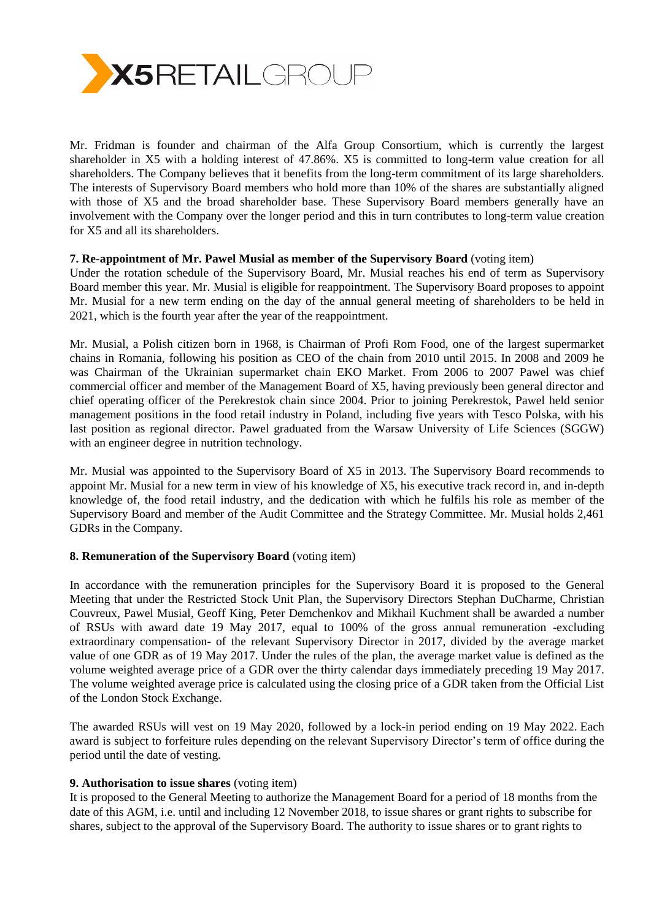Mr. Fridman is founder and chairman of the Alfa Group Consortium, which is currently the largest shareholder in X5 with a holding interest of 47.86%. X5 is committed to long-term value creation for all shareholders. The Company believes that it benefits from the long-term commitment of its large shareholders. The interests of Supervisory Board members who hold more than 10% of the shares are substantially aligned with those of X5 and the broad shareholder base. These Supervisory Board members generally have an involvement with the Company over the longer period and this in turn contributes to long-term value creation for X5 and all its shareholders.

**7. Re-appointment of Mr. Pawel Musial as member of the Supervisory Board** (voting item)
Under the rotation schedule of the Supervisory Board, Mr. Musial reaches his end of term as Supervisory Board member this year. Mr. Musial is eligible for reappointment. The Supervisory Board proposes to appoint Mr. Musial for a new term ending on the day of the annual general meeting of shareholders to be held in 2021, which is the fourth year after the year of the reappointment.

Mr. Musial, a Polish citizen born in 1968, is Chairman of Profi Rom Food, one of the largest supermarket chains in Romania, following his position as CEO of the chain from 2010 until 2015. In 2008 and 2009 he was Chairman of the Ukrainian supermarket chain EKO Market. From 2006 to 2007 Pawel was chief commercial officer and member of the Management Board of X5, having previously been general director and chief operating officer of the Perekrestok chain since 2004. Prior to joining Perekrestok, Pawel held senior management positions in the food retail industry in Poland, including five years with Tesco Polska, with his last position as regional director. Pawel graduated from the Warsaw University of Life Sciences (SGGW) with an engineer degree in nutrition technology.

Mr. Musial was appointed to the Supervisory Board of X5 in 2013. The Supervisory Board recommends to appoint Mr. Musial for a new term in view of his knowledge of X5, his executive track record in, and in-depth knowledge of, the food retail industry, and the dedication with which he fulfils his role as member of the Supervisory Board and member of the Audit Committee and the Strategy Committee. Mr. Musial holds 2,461 GDRs in the Company.

**8. Remuneration of the Supervisory Board** (voting item)

In accordance with the remuneration principles for the Supervisory Board it is proposed to the General Meeting that under the Restricted Stock Unit Plan, the Supervisory Directors Stephan DuCharme, Christian Couvreux, Pawel Musial, Geoff King, Peter Demchenkov and Mikhail Kuchment shall be awarded a number of RSUs with award date 19 May 2017, equal to 100% of the gross annual remuneration -excluding extraordinary compensation- of the relevant Supervisory Director in 2017, divided by the average market value of one GDR as of 19 May 2017. Under the rules of the plan, the average market value is defined as the volume weighted average price of a GDR over the thirty calendar days immediately preceding 19 May 2017. The volume weighted average price is calculated using the closing price of a GDR taken from the Official List of the London Stock Exchange.

The awarded RSUs will vest on 19 May 2020, followed by a lock-in period ending on 19 May 2022. Each award is subject to forfeiture rules depending on the relevant Supervisory Director's term of office during the period until the date of vesting.

**9. Authorisation to issue shares** (voting item)
It is proposed to the General Meeting to authorize the Management Board for a period of 18 months from the date of this AGM, i.e. until and including 12 November 2018, to issue shares or grant rights to subscribe for shares, subject to the approval of the Supervisory Board. The authority to issue shares or to grant rights to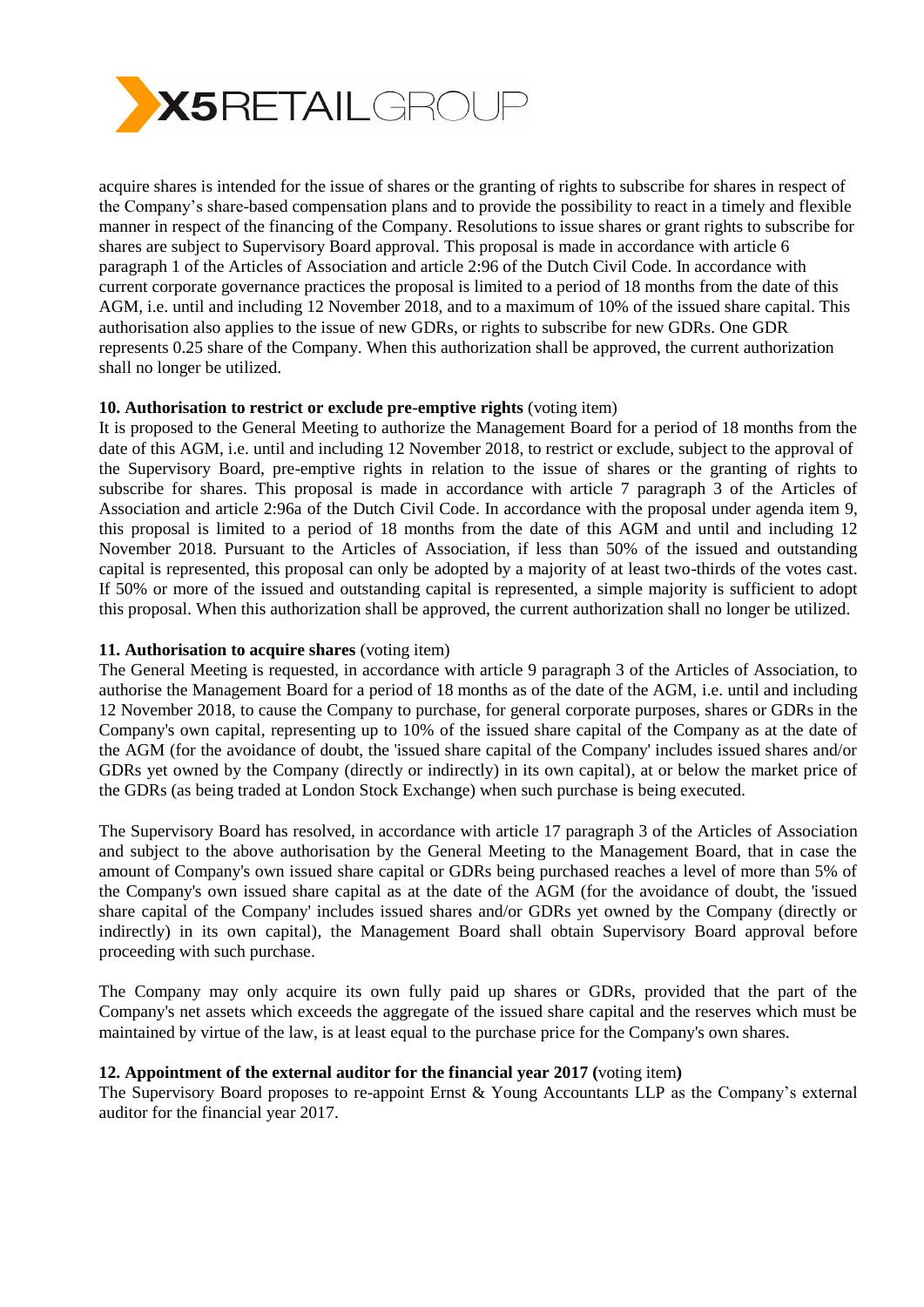acquire shares is intended for the issue of shares or the granting of rights to subscribe for shares in respect of the Company's share-based compensation plans and to provide the possibility to react in a timely and flexible manner in respect of the financing of the Company. Resolutions to issue shares or grant rights to subscribe for shares are subject to Supervisory Board approval. This proposal is made in accordance with article 6 paragraph 1 of the Articles of Association and article 2:96 of the Dutch Civil Code. In accordance with current corporate governance practices the proposal is limited to a period of 18 months from the date of this AGM, i.e. until and including 12 November 2018, and to a maximum of 10% of the issued share capital. This authorisation also applies to the issue of new GDRs, or rights to subscribe for new GDRs. One GDR represents 0.25 share of the Company. When this authorization shall be approved, the current authorization shall no longer be utilized.

**10. Authorisation to restrict or exclude pre-emptive rights** (voting item)

It is proposed to the General Meeting to authorize the Management Board for a period of 18 months from the date of this AGM, i.e. until and including 12 November 2018, to restrict or exclude, subject to the approval of the Supervisory Board, pre-emptive rights in relation to the issue of shares or the granting of rights to subscribe for shares. This proposal is made in accordance with article 7 paragraph 3 of the Articles of Association and article 2:96a of the Dutch Civil Code. In accordance with the proposal under agenda item 9, this proposal is limited to a period of 18 months from the date of this AGM and until and including 12 November 2018. Pursuant to the Articles of Association, if less than 50% of the issued and outstanding capital is represented, this proposal can only be adopted by a majority of at least two-thirds of the votes cast. If 50% or more of the issued and outstanding capital is represented, a simple majority is sufficient to adopt this proposal. When this authorization shall be approved, the current authorization shall no longer be utilized.

**11. Authorisation to acquire shares** (voting item)

The General Meeting is requested, in accordance with article 9 paragraph 3 of the Articles of Association, to authorise the Management Board for a period of 18 months as of the date of the AGM, i.e. until and including 12 November 2018, to cause the Company to purchase, for general corporate purposes, shares or GDRs in the Company's own capital, representing up to 10% of the issued share capital of the Company as at the date of the AGM (for the avoidance of doubt, the 'issued share capital of the Company' includes issued shares and/or GDRs yet owned by the Company (directly or indirectly) in its own capital), at or below the market price of the GDRs (as being traded at London Stock Exchange) when such purchase is being executed.

The Supervisory Board has resolved, in accordance with article 17 paragraph 3 of the Articles of Association and subject to the above authorisation by the General Meeting to the Management Board, that in case the amount of Company's own issued share capital or GDRs being purchased reaches a level of more than 5% of the Company's own issued share capital as at the date of the AGM (for the avoidance of doubt, the 'issued share capital of the Company' includes issued shares and/or GDRs yet owned by the Company (directly or indirectly) in its own capital), the Management Board shall obtain Supervisory Board approval before proceeding with such purchase.

The Company may only acquire its own fully paid up shares or GDRs, provided that the part of the Company's net assets which exceeds the aggregate of the issued share capital and the reserves which must be maintained by virtue of the law, is at least equal to the purchase price for the Company's own shares.

**12. Appointment of the external auditor for the financial year 2017 (**voting item**)**

The Supervisory Board proposes to re-appoint Ernst & Young Accountants LLP as the Company's external auditor for the financial year 2017.